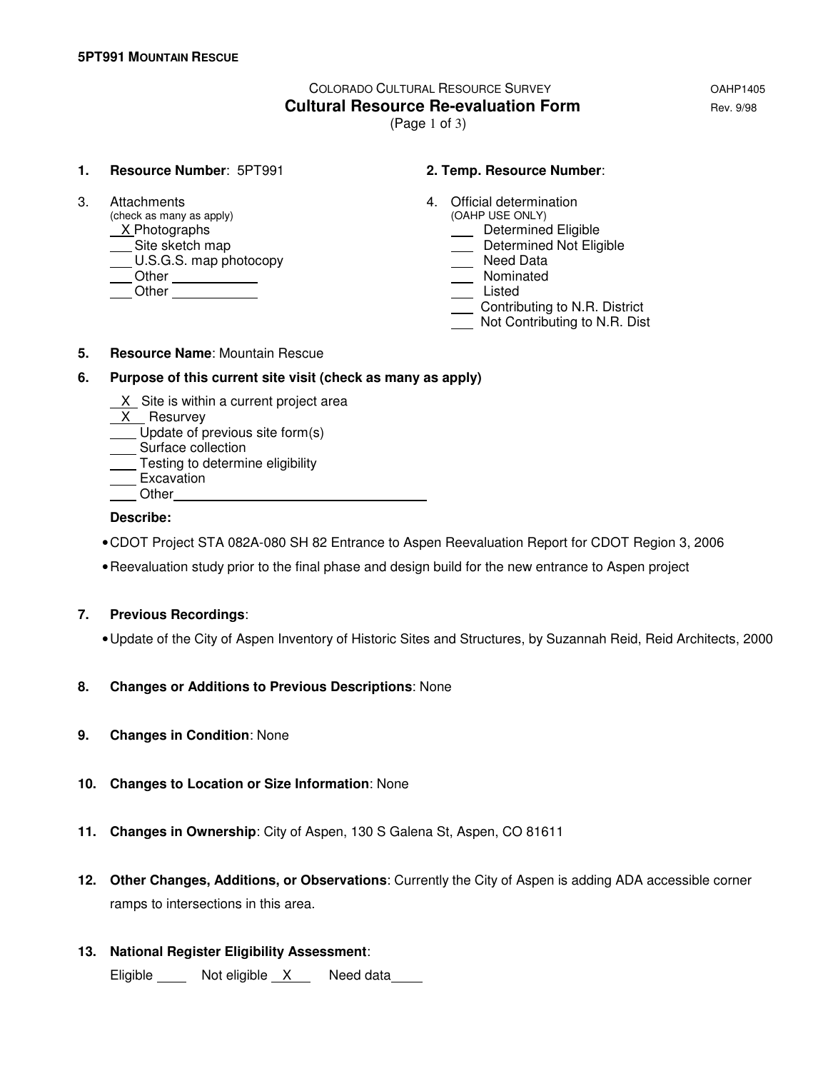**5PT991 MOUNTAIN RESCUE**

COLORADO CULTURAL RESOURCE SURVEY — OAHP1405

# Cultural Resource Re-evaluation Form

Rev. 9/98

(Page 1 of 3)

**1. Resource Number**: 5PT991

**2. Temp. Resource Number**:

3. Attachments
(check as many as apply)
- X Photographs
- ___ Site sketch map
- ___ U.S.G.S. map photocopy
- ___ Other ________
- ___ Other ________

4. Official determination
(OAHP USE ONLY)
- ___ Determined Eligible
- ___ Determined Not Eligible
- ___ Need Data
- ___ Nominated
- ___ Listed
- ___ Contributing to N.R. District
- ___ Not Contributing to N.R. Dist

**5. Resource Name**: Mountain Rescue

**6. Purpose of this current site visit (check as many as apply)**

- X Site is within a current project area
- X Resurvey
- ___ Update of previous site form(s)
- ___ Surface collection
- ___ Testing to determine eligibility
- ___ Excavation
- ___ Other________________________

**Describe:**

- CDOT Project STA 082A-080 SH 82 Entrance to Aspen Reevaluation Report for CDOT Region 3, 2006
- Reevaluation study prior to the final phase and design build for the new entrance to Aspen project

**7. Previous Recordings**:

- Update of the City of Aspen Inventory of Historic Sites and Structures, by Suzannah Reid, Reid Architects, 2000

**8. Changes or Additions to Previous Descriptions**: None

**9. Changes in Condition**: None

**10. Changes to Location or Size Information**: None

**11. Changes in Ownership**: City of Aspen, 130 S Galena St, Aspen, CO 81611

**12. Other Changes, Additions, or Observations**: Currently the City of Aspen is adding ADA accessible corner ramps to intersections in this area.

**13. National Register Eligibility Assessment**:

Eligible ____ Not eligible _X_ Need data____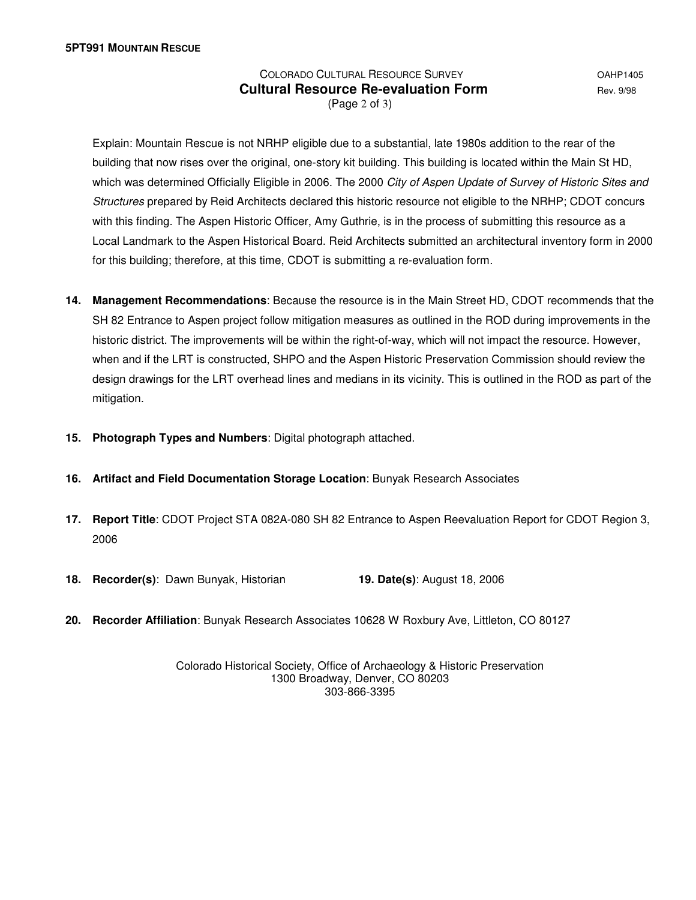**5PT991 MOUNTAIN RESCUE**

COLORADO CULTURAL RESOURCE SURVEY OAHP1405
**Cultural Resource Re-evaluation Form** Rev. 9/98
(Page 2 of 3)

Explain: Mountain Rescue is not NRHP eligible due to a substantial, late 1980s addition to the rear of the building that now rises over the original, one-story kit building. This building is located within the Main St HD, which was determined Officially Eligible in 2006. The 2000 *City of Aspen Update of Survey of Historic Sites and Structures* prepared by Reid Architects declared this historic resource not eligible to the NRHP; CDOT concurs with this finding. The Aspen Historic Officer, Amy Guthrie, is in the process of submitting this resource as a Local Landmark to the Aspen Historical Board. Reid Architects submitted an architectural inventory form in 2000 for this building; therefore, at this time, CDOT is submitting a re-evaluation form.

**14. Management Recommendations**: Because the resource is in the Main Street HD, CDOT recommends that the SH 82 Entrance to Aspen project follow mitigation measures as outlined in the ROD during improvements in the historic district. The improvements will be within the right-of-way, which will not impact the resource. However, when and if the LRT is constructed, SHPO and the Aspen Historic Preservation Commission should review the design drawings for the LRT overhead lines and medians in its vicinity. This is outlined in the ROD as part of the mitigation.

**15. Photograph Types and Numbers**: Digital photograph attached.

**16. Artifact and Field Documentation Storage Location**: Bunyak Research Associates

**17. Report Title**: CDOT Project STA 082A-080 SH 82 Entrance to Aspen Reevaluation Report for CDOT Region 3, 2006

**18. Recorder(s)**: Dawn Bunyak, Historian **19. Date(s)**: August 18, 2006

**20. Recorder Affiliation**: Bunyak Research Associates 10628 W Roxbury Ave, Littleton, CO 80127

Colorado Historical Society, Office of Archaeology & Historic Preservation
1300 Broadway, Denver, CO 80203
303-866-3395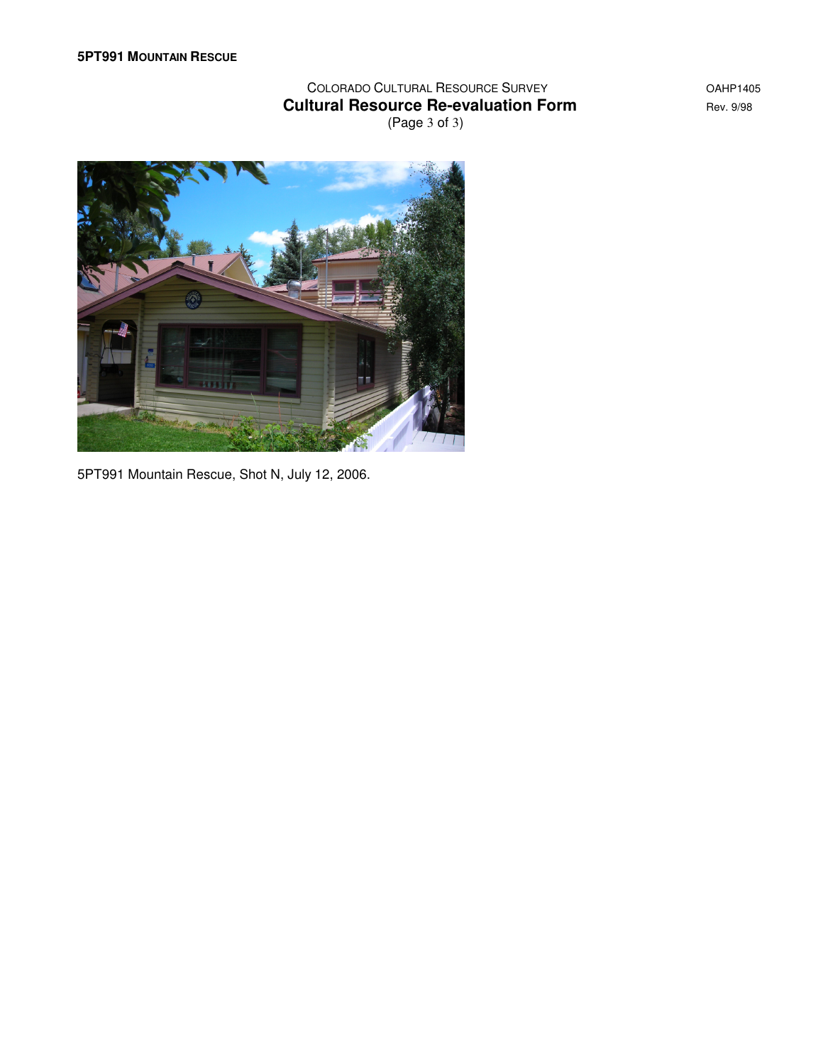COLORADO CULTURAL RESOURCE SURVEY

# Cultural Resource Re-evaluation Form

(Page 3 of 3)

OAHP1405
Rev. 9/98

5PT991 Mountain Rescue, Shot N, July 12, 2006.